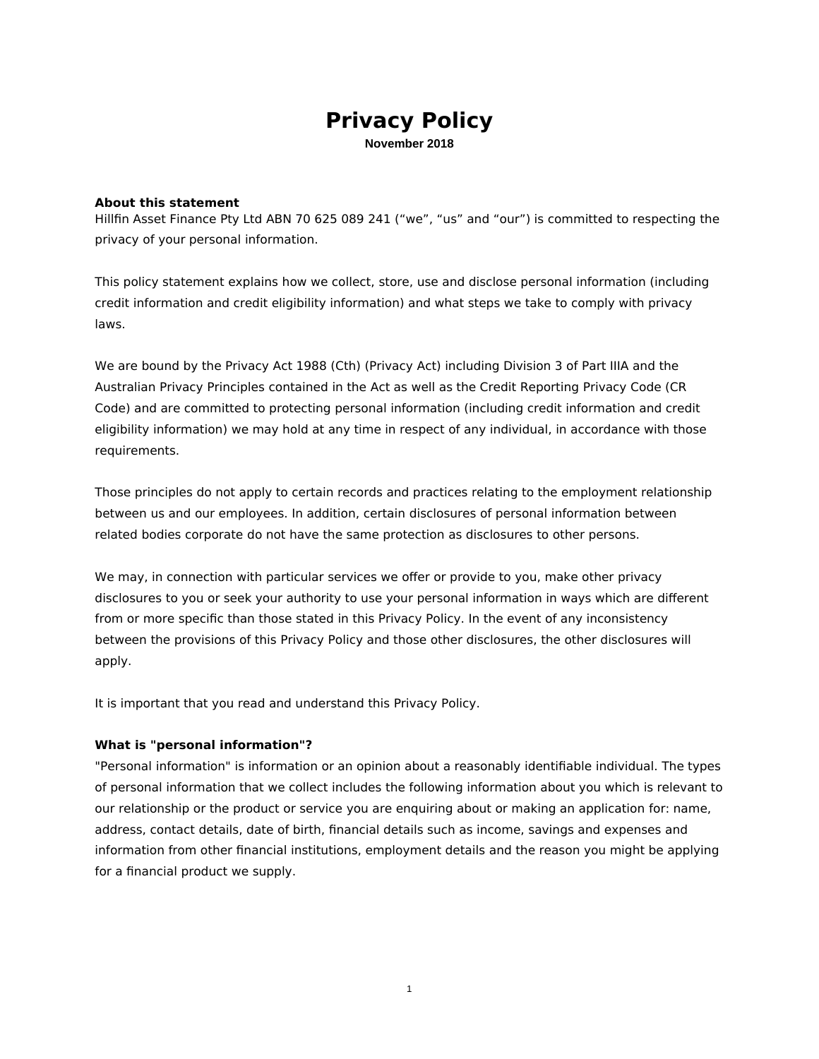# Privacy Policy

**November 2018**

**About this statement**

Hillfin Asset Finance Pty Ltd ABN 70 625 089 241 (“we”, “us” and “our”) is committed to respecting the privacy of your personal information.

This policy statement explains how we collect, store, use and disclose personal information (including credit information and credit eligibility information) and what steps we take to comply with privacy laws.

We are bound by the Privacy Act 1988 (Cth) (Privacy Act) including Division 3 of Part IIIA and the Australian Privacy Principles contained in the Act as well as the Credit Reporting Privacy Code (CR Code) and are committed to protecting personal information (including credit information and credit eligibility information) we may hold at any time in respect of any individual, in accordance with those requirements.

Those principles do not apply to certain records and practices relating to the employment relationship between us and our employees. In addition, certain disclosures of personal information between related bodies corporate do not have the same protection as disclosures to other persons.

We may, in connection with particular services we offer or provide to you, make other privacy disclosures to you or seek your authority to use your personal information in ways which are different from or more specific than those stated in this Privacy Policy. In the event of any inconsistency between the provisions of this Privacy Policy and those other disclosures, the other disclosures will apply.

It is important that you read and understand this Privacy Policy.

**What is "personal information"?**

"Personal information" is information or an opinion about a reasonably identifiable individual. The types of personal information that we collect includes the following information about you which is relevant to our relationship or the product or service you are enquiring about or making an application for: name, address, contact details, date of birth, financial details such as income, savings and expenses and information from other financial institutions, employment details and the reason you might be applying for a financial product we supply.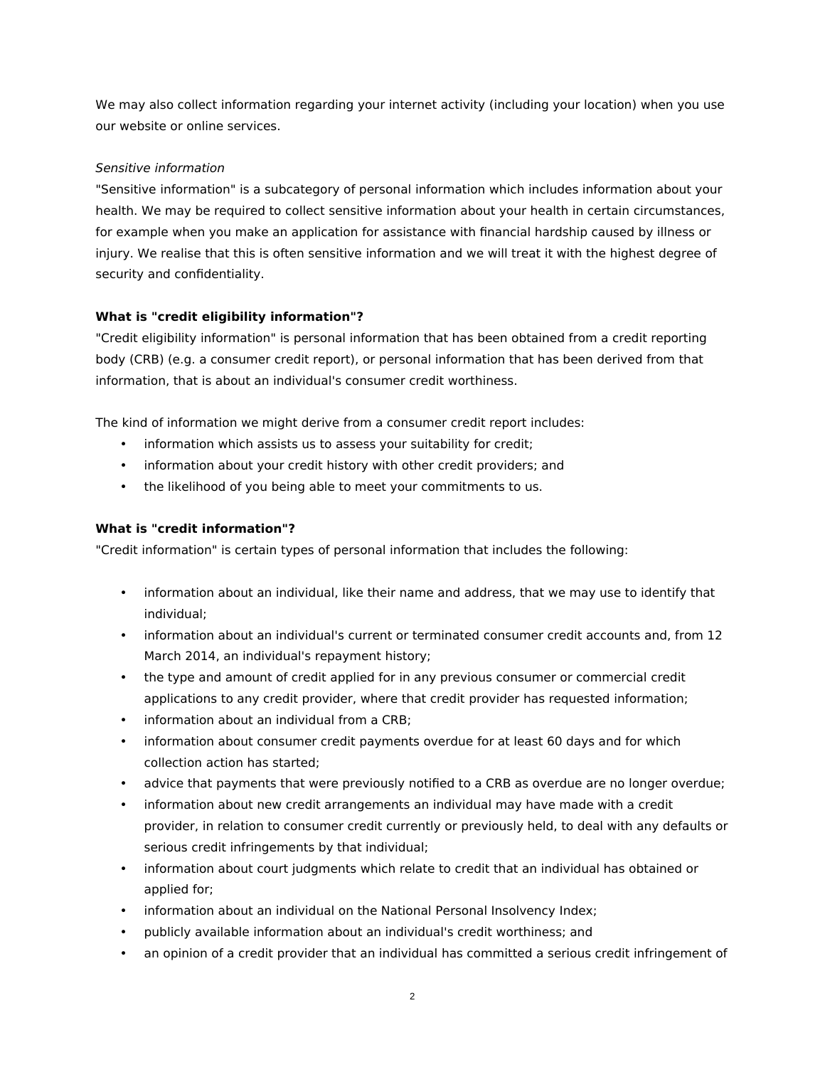We may also collect information regarding your internet activity (including your location) when you use our website or online services.

*Sensitive information*

"Sensitive information" is a subcategory of personal information which includes information about your health. We may be required to collect sensitive information about your health in certain circumstances, for example when you make an application for assistance with financial hardship caused by illness or injury. We realise that this is often sensitive information and we will treat it with the highest degree of security and confidentiality.

**What is "credit eligibility information"?**

"Credit eligibility information" is personal information that has been obtained from a credit reporting body (CRB) (e.g. a consumer credit report), or personal information that has been derived from that information, that is about an individual's consumer credit worthiness.

The kind of information we might derive from a consumer credit report includes:

- information which assists us to assess your suitability for credit;
- information about your credit history with other credit providers; and
- the likelihood of you being able to meet your commitments to us.

**What is "credit information"?**

"Credit information" is certain types of personal information that includes the following:

- information about an individual, like their name and address, that we may use to identify that individual;
- information about an individual's current or terminated consumer credit accounts and, from 12 March 2014, an individual's repayment history;
- the type and amount of credit applied for in any previous consumer or commercial credit applications to any credit provider, where that credit provider has requested information;
- information about an individual from a CRB;
- information about consumer credit payments overdue for at least 60 days and for which collection action has started;
- advice that payments that were previously notified to a CRB as overdue are no longer overdue;
- information about new credit arrangements an individual may have made with a credit provider, in relation to consumer credit currently or previously held, to deal with any defaults or serious credit infringements by that individual;
- information about court judgments which relate to credit that an individual has obtained or applied for;
- information about an individual on the National Personal Insolvency Index;
- publicly available information about an individual's credit worthiness; and
- an opinion of a credit provider that an individual has committed a serious credit infringement of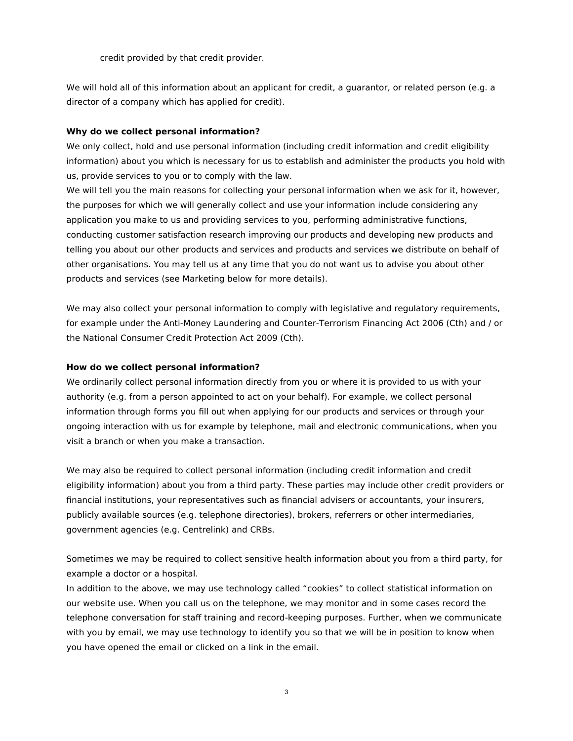credit provided by that credit provider.

We will hold all of this information about an applicant for credit, a guarantor, or related person (e.g. a director of a company which has applied for credit).

**Why do we collect personal information?**

We only collect, hold and use personal information (including credit information and credit eligibility information) about you which is necessary for us to establish and administer the products you hold with us, provide services to you or to comply with the law.

We will tell you the main reasons for collecting your personal information when we ask for it, however, the purposes for which we will generally collect and use your information include considering any application you make to us and providing services to you, performing administrative functions, conducting customer satisfaction research improving our products and developing new products and telling you about our other products and services and products and services we distribute on behalf of other organisations. You may tell us at any time that you do not want us to advise you about other products and services (see Marketing below for more details).

We may also collect your personal information to comply with legislative and regulatory requirements, for example under the Anti-Money Laundering and Counter-Terrorism Financing Act 2006 (Cth) and / or the National Consumer Credit Protection Act 2009 (Cth).

**How do we collect personal information?**

We ordinarily collect personal information directly from you or where it is provided to us with your authority (e.g. from a person appointed to act on your behalf). For example, we collect personal information through forms you fill out when applying for our products and services or through your ongoing interaction with us for example by telephone, mail and electronic communications, when you visit a branch or when you make a transaction.

We may also be required to collect personal information (including credit information and credit eligibility information) about you from a third party. These parties may include other credit providers or financial institutions, your representatives such as financial advisers or accountants, your insurers, publicly available sources (e.g. telephone directories), brokers, referrers or other intermediaries, government agencies (e.g. Centrelink) and CRBs.

Sometimes we may be required to collect sensitive health information about you from a third party, for example a doctor or a hospital.

In addition to the above, we may use technology called "cookies" to collect statistical information on our website use. When you call us on the telephone, we may monitor and in some cases record the telephone conversation for staff training and record-keeping purposes. Further, when we communicate with you by email, we may use technology to identify you so that we will be in position to know when you have opened the email or clicked on a link in the email.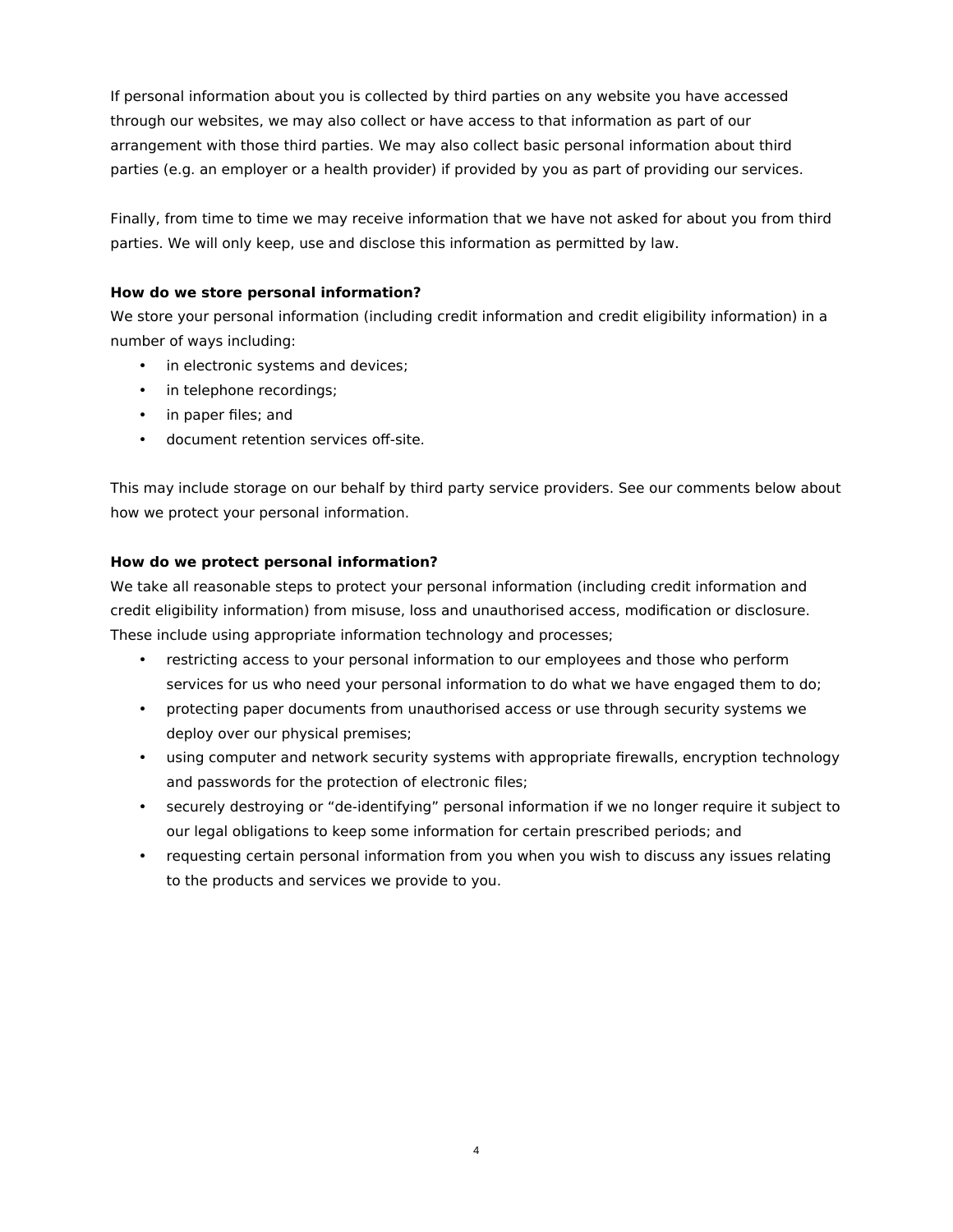If personal information about you is collected by third parties on any website you have accessed through our websites, we may also collect or have access to that information as part of our arrangement with those third parties. We may also collect basic personal information about third parties (e.g. an employer or a health provider) if provided by you as part of providing our services.

Finally, from time to time we may receive information that we have not asked for about you from third parties. We will only keep, use and disclose this information as permitted by law.

**How do we store personal information?**

We store your personal information (including credit information and credit eligibility information) in a number of ways including:

- in electronic systems and devices;
- in telephone recordings;
- in paper files; and
- document retention services off-site.

This may include storage on our behalf by third party service providers. See our comments below about how we protect your personal information.

**How do we protect personal information?**

We take all reasonable steps to protect your personal information (including credit information and credit eligibility information) from misuse, loss and unauthorised access, modification or disclosure. These include using appropriate information technology and processes;

- restricting access to your personal information to our employees and those who perform services for us who need your personal information to do what we have engaged them to do;
- protecting paper documents from unauthorised access or use through security systems we deploy over our physical premises;
- using computer and network security systems with appropriate firewalls, encryption technology and passwords for the protection of electronic files;
- securely destroying or "de-identifying" personal information if we no longer require it subject to our legal obligations to keep some information for certain prescribed periods; and
- requesting certain personal information from you when you wish to discuss any issues relating to the products and services we provide to you.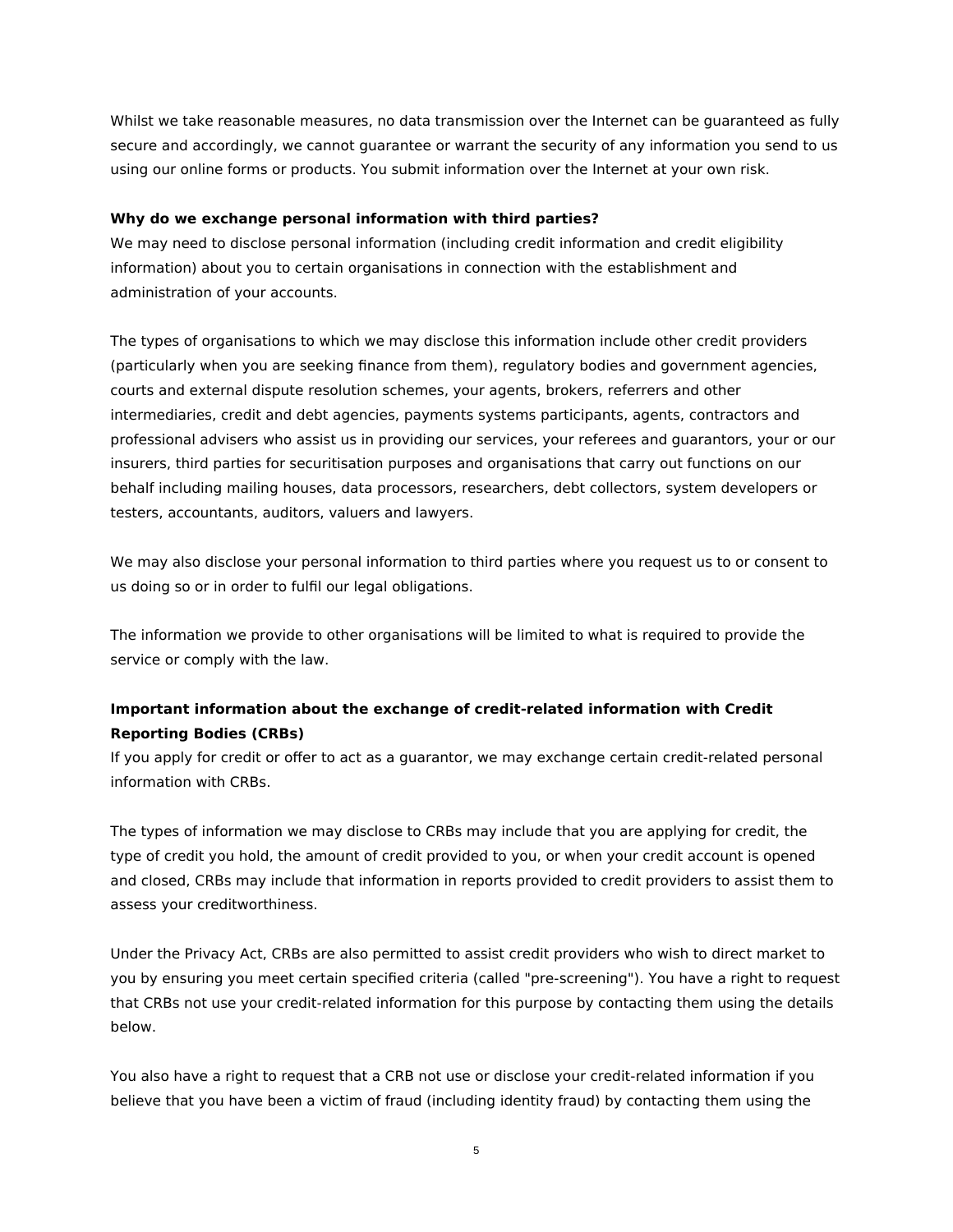Whilst we take reasonable measures, no data transmission over the Internet can be guaranteed as fully secure and accordingly, we cannot guarantee or warrant the security of any information you send to us using our online forms or products. You submit information over the Internet at your own risk.

**Why do we exchange personal information with third parties?**

We may need to disclose personal information (including credit information and credit eligibility information) about you to certain organisations in connection with the establishment and administration of your accounts.

The types of organisations to which we may disclose this information include other credit providers (particularly when you are seeking finance from them), regulatory bodies and government agencies, courts and external dispute resolution schemes, your agents, brokers, referrers and other intermediaries, credit and debt agencies, payments systems participants, agents, contractors and professional advisers who assist us in providing our services, your referees and guarantors, your or our insurers, third parties for securitisation purposes and organisations that carry out functions on our behalf including mailing houses, data processors, researchers, debt collectors, system developers or testers, accountants, auditors, valuers and lawyers.

We may also disclose your personal information to third parties where you request us to or consent to us doing so or in order to fulfil our legal obligations.

The information we provide to other organisations will be limited to what is required to provide the service or comply with the law.

**Important information about the exchange of credit-related information with Credit Reporting Bodies (CRBs)**

If you apply for credit or offer to act as a guarantor, we may exchange certain credit-related personal information with CRBs.

The types of information we may disclose to CRBs may include that you are applying for credit, the type of credit you hold, the amount of credit provided to you, or when your credit account is opened and closed, CRBs may include that information in reports provided to credit providers to assist them to assess your creditworthiness.

Under the Privacy Act, CRBs are also permitted to assist credit providers who wish to direct market to you by ensuring you meet certain specified criteria (called "pre-screening"). You have a right to request that CRBs not use your credit-related information for this purpose by contacting them using the details below.

You also have a right to request that a CRB not use or disclose your credit-related information if you believe that you have been a victim of fraud (including identity fraud) by contacting them using the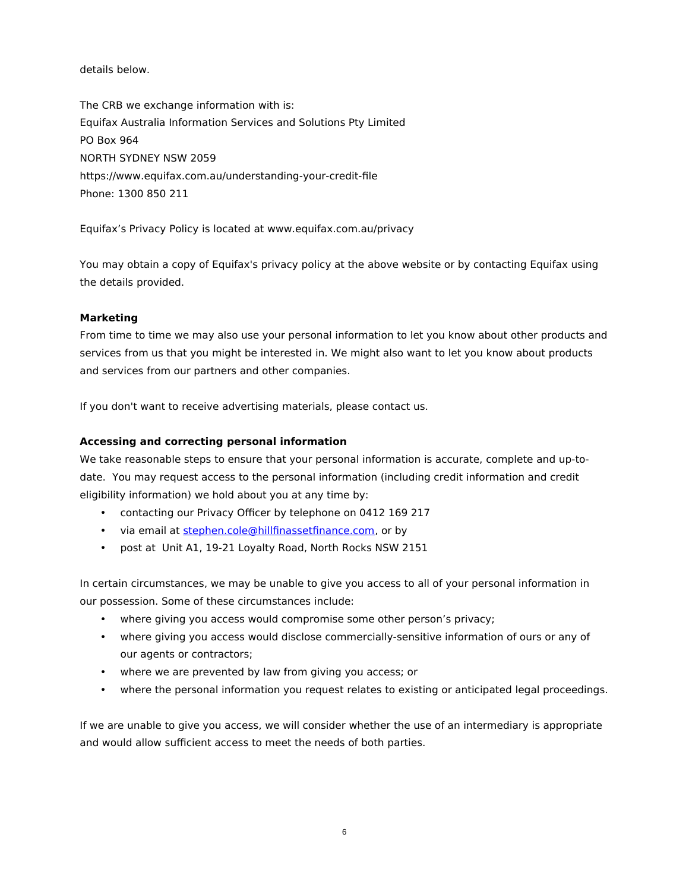details below.

The CRB we exchange information with is:
Equifax Australia Information Services and Solutions Pty Limited
PO Box 964
NORTH SYDNEY NSW 2059
https://www.equifax.com.au/understanding-your-credit-file
Phone: 1300 850 211

Equifax's Privacy Policy is located at www.equifax.com.au/privacy

You may obtain a copy of Equifax's privacy policy at the above website or by contacting Equifax using the details provided.

**Marketing**

From time to time we may also use your personal information to let you know about other products and services from us that you might be interested in. We might also want to let you know about products and services from our partners and other companies.

If you don't want to receive advertising materials, please contact us.

**Accessing and correcting personal information**

We take reasonable steps to ensure that your personal information is accurate, complete and up-to-date. You may request access to the personal information (including credit information and credit eligibility information) we hold about you at any time by:

- contacting our Privacy Officer by telephone on 0412 169 217
- via email at stephen.cole@hillfinassetfinance.com, or by
- post at Unit A1, 19-21 Loyalty Road, North Rocks NSW 2151

In certain circumstances, we may be unable to give you access to all of your personal information in our possession. Some of these circumstances include:

- where giving you access would compromise some other person's privacy;
- where giving you access would disclose commercially-sensitive information of ours or any of our agents or contractors;
- where we are prevented by law from giving you access; or
- where the personal information you request relates to existing or anticipated legal proceedings.

If we are unable to give you access, we will consider whether the use of an intermediary is appropriate and would allow sufficient access to meet the needs of both parties.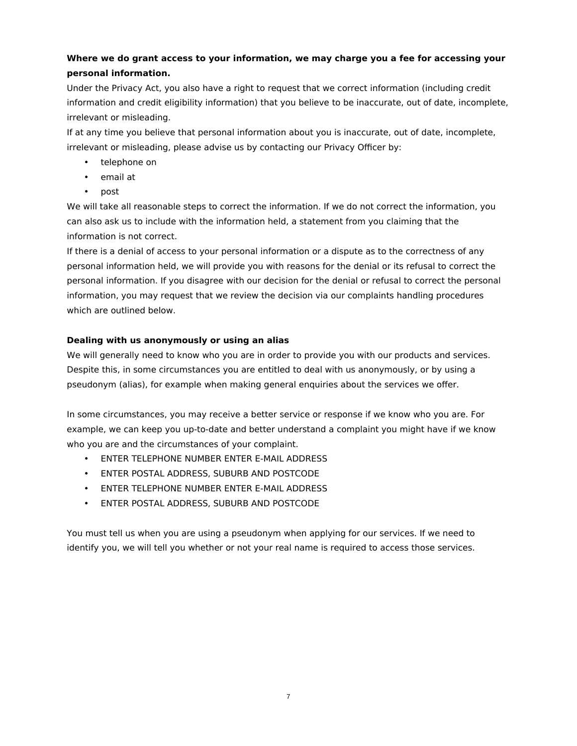**Where we do grant access to your information, we may charge you a fee for accessing your personal information.**

Under the Privacy Act, you also have a right to request that we correct information (including credit information and credit eligibility information) that you believe to be inaccurate, out of date, incomplete, irrelevant or misleading.

If at any time you believe that personal information about you is inaccurate, out of date, incomplete, irrelevant or misleading, please advise us by contacting our Privacy Officer by:

- telephone on
- email at
- post

We will take all reasonable steps to correct the information. If we do not correct the information, you can also ask us to include with the information held, a statement from you claiming that the information is not correct.

If there is a denial of access to your personal information or a dispute as to the correctness of any personal information held, we will provide you with reasons for the denial or its refusal to correct the personal information. If you disagree with our decision for the denial or refusal to correct the personal information, you may request that we review the decision via our complaints handling procedures which are outlined below.

**Dealing with us anonymously or using an alias**

We will generally need to know who you are in order to provide you with our products and services. Despite this, in some circumstances you are entitled to deal with us anonymously, or by using a pseudonym (alias), for example when making general enquiries about the services we offer.

In some circumstances, you may receive a better service or response if we know who you are. For example, we can keep you up-to-date and better understand a complaint you might have if we know who you are and the circumstances of your complaint.

- ENTER TELEPHONE NUMBER ENTER E-MAIL ADDRESS
- ENTER POSTAL ADDRESS, SUBURB AND POSTCODE
- ENTER TELEPHONE NUMBER ENTER E-MAIL ADDRESS
- ENTER POSTAL ADDRESS, SUBURB AND POSTCODE

You must tell us when you are using a pseudonym when applying for our services. If we need to identify you, we will tell you whether or not your real name is required to access those services.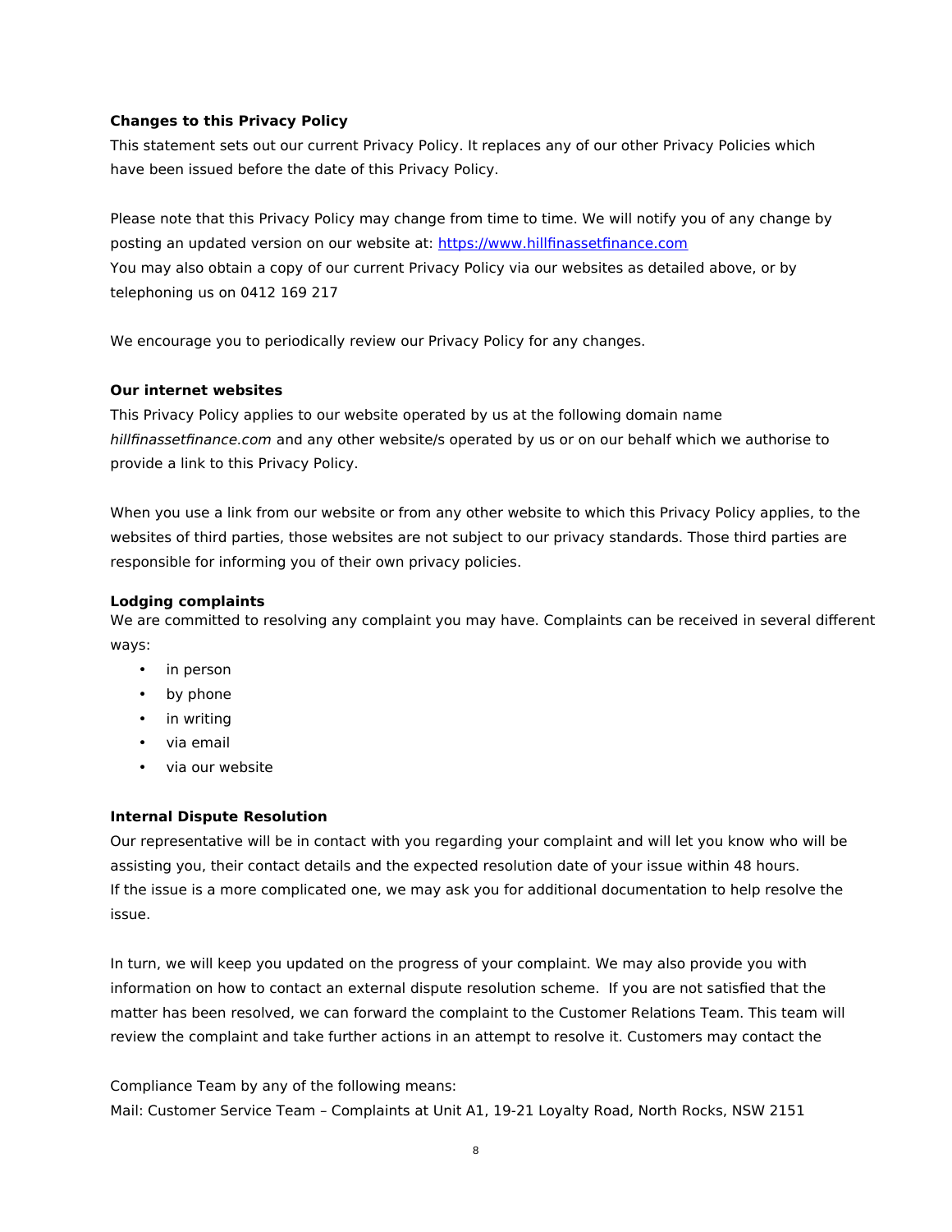**Changes to this Privacy Policy**

This statement sets out our current Privacy Policy. It replaces any of our other Privacy Policies which have been issued before the date of this Privacy Policy.

Please note that this Privacy Policy may change from time to time. We will notify you of any change by posting an updated version on our website at: [https://www.hillfinassetfinance.com](https://www.hillfinassetfinance.com)
You may also obtain a copy of our current Privacy Policy via our websites as detailed above, or by telephoning us on 0412 169 217

We encourage you to periodically review our Privacy Policy for any changes.

**Our internet websites**

This Privacy Policy applies to our website operated by us at the following domain name *hillfinassetfinance.com* and any other website/s operated by us or on our behalf which we authorise to provide a link to this Privacy Policy.

When you use a link from our website or from any other website to which this Privacy Policy applies, to the websites of third parties, those websites are not subject to our privacy standards. Those third parties are responsible for informing you of their own privacy policies.

**Lodging complaints**

We are committed to resolving any complaint you may have. Complaints can be received in several different ways:

- in person
- by phone
- in writing
- via email
- via our website

**Internal Dispute Resolution**

Our representative will be in contact with you regarding your complaint and will let you know who will be assisting you, their contact details and the expected resolution date of your issue within 48 hours.
If the issue is a more complicated one, we may ask you for additional documentation to help resolve the issue.

In turn, we will keep you updated on the progress of your complaint. We may also provide you with information on how to contact an external dispute resolution scheme. If you are not satisfied that the matter has been resolved, we can forward the complaint to the Customer Relations Team. This team will review the complaint and take further actions in an attempt to resolve it. Customers may contact the

Compliance Team by any of the following means:

Mail: Customer Service Team – Complaints at Unit A1, 19-21 Loyalty Road, North Rocks, NSW 2151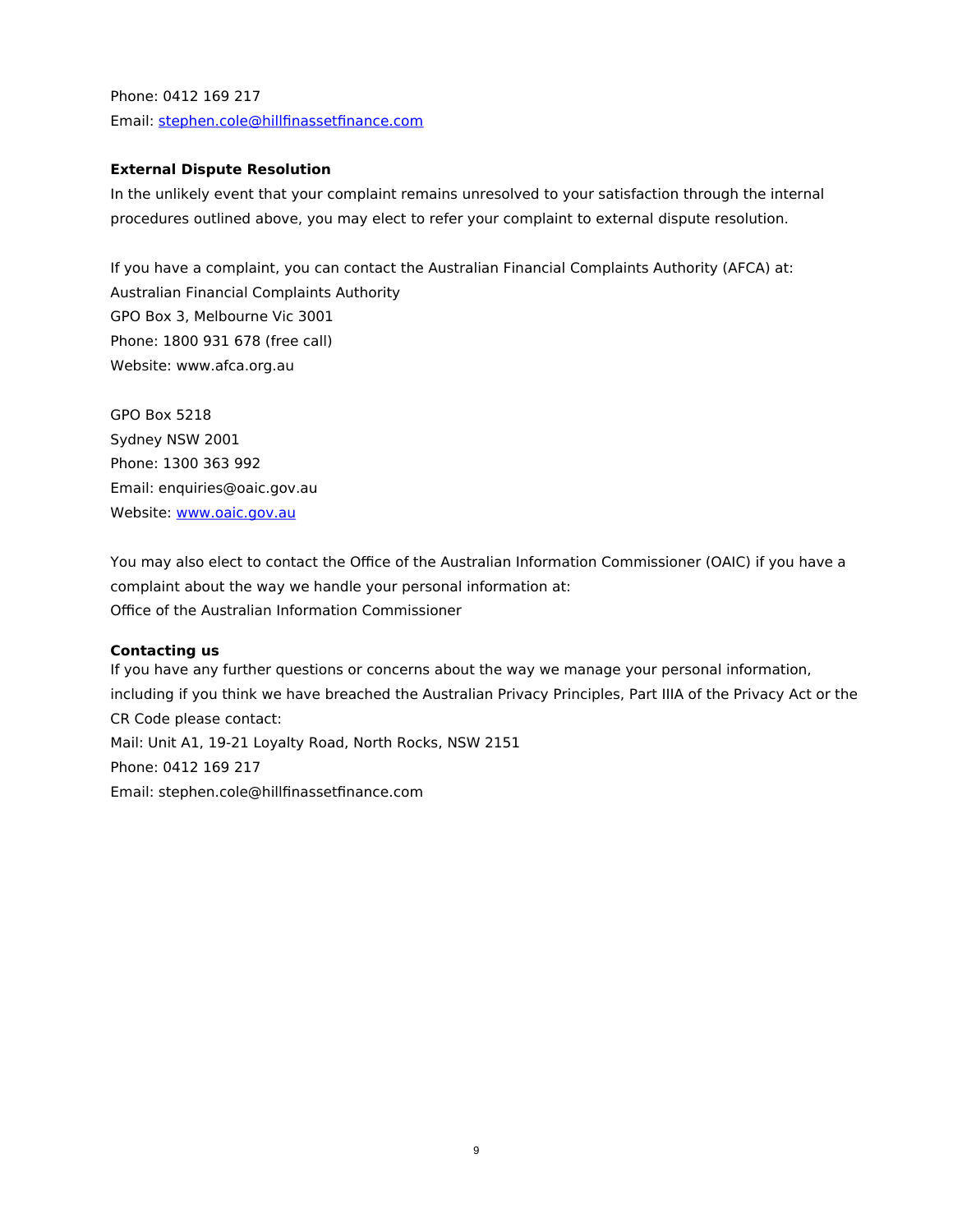Phone: 0412 169 217
Email: [stephen.cole@hillfinassetfinance.com](mailto:stephen.cole@hillfinassetfinance.com)

**External Dispute Resolution**

In the unlikely event that your complaint remains unresolved to your satisfaction through the internal procedures outlined above, you may elect to refer your complaint to external dispute resolution.

If you have a complaint, you can contact the Australian Financial Complaints Authority (AFCA) at:
Australian Financial Complaints Authority
GPO Box 3, Melbourne Vic 3001
Phone: 1800 931 678 (free call)
Website: www.afca.org.au

GPO Box 5218
Sydney NSW 2001
Phone: 1300 363 992
Email: enquiries@oaic.gov.au
Website: [www.oaic.gov.au](http://www.oaic.gov.au)

You may also elect to contact the Office of the Australian Information Commissioner (OAIC) if you have a complaint about the way we handle your personal information at:
Office of the Australian Information Commissioner

**Contacting us**

If you have any further questions or concerns about the way we manage your personal information, including if you think we have breached the Australian Privacy Principles, Part IIIA of the Privacy Act or the CR Code please contact:
Mail: Unit A1, 19-21 Loyalty Road, North Rocks, NSW 2151
Phone: 0412 169 217
Email: stephen.cole@hillfinassetfinance.com